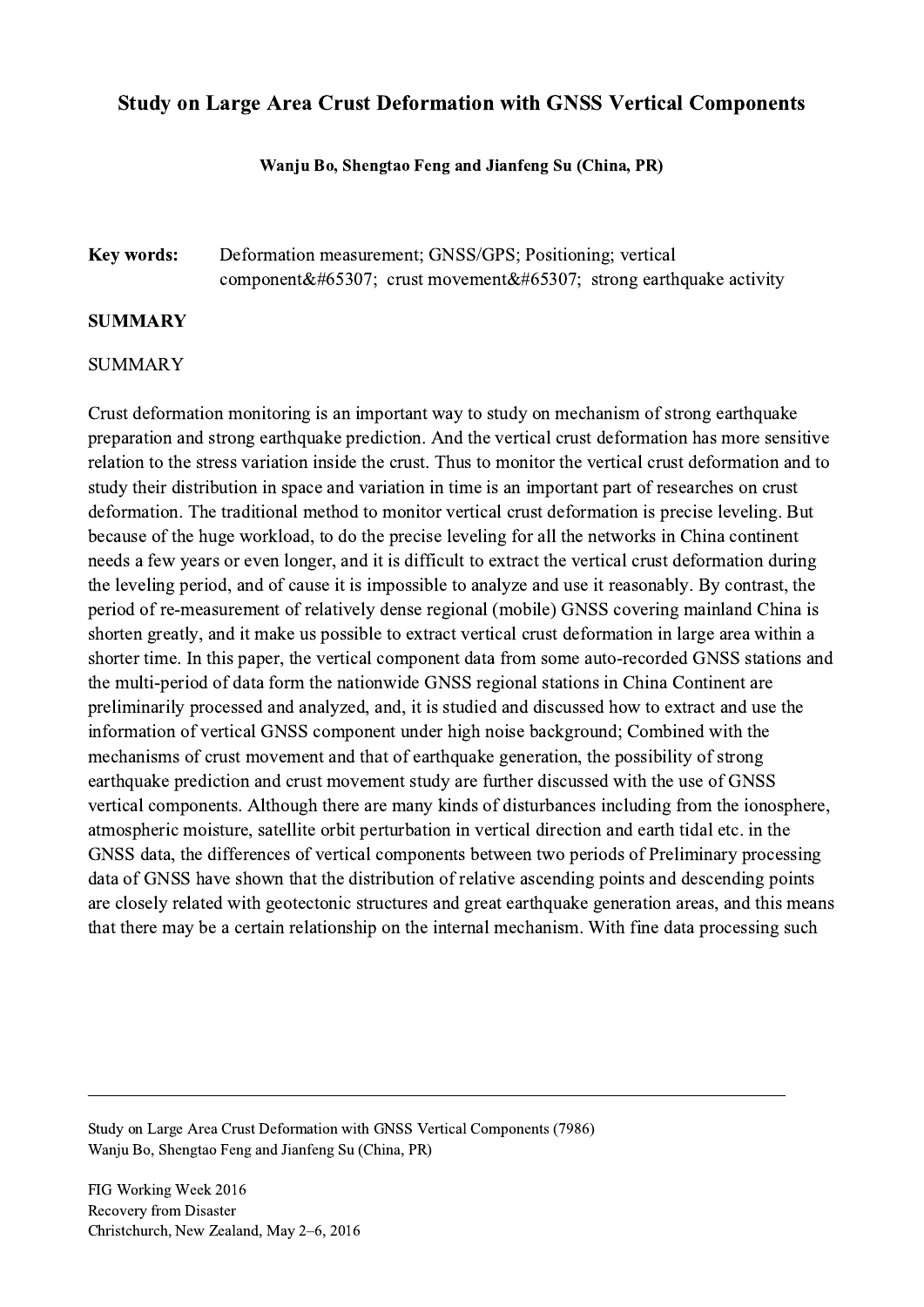# Study on Large Area Crust Deformation with GNSS Vertical Components

**Wanju Bo, Shengtao Feng and Jianfeng Su (China, PR)**

**Key words:** Deformation measurement; GNSS/GPS; Positioning; vertical component&#65307; crust movement&#65307; strong earthquake activity

**SUMMARY**

SUMMARY

Crust deformation monitoring is an important way to study on mechanism of strong earthquake preparation and strong earthquake prediction. And the vertical crust deformation has more sensitive relation to the stress variation inside the crust. Thus to monitor the vertical crust deformation and to study their distribution in space and variation in time is an important part of researches on crust deformation. The traditional method to monitor vertical crust deformation is precise leveling. But because of the huge workload, to do the precise leveling for all the networks in China continent needs a few years or even longer, and it is difficult to extract the vertical crust deformation during the leveling period, and of cause it is impossible to analyze and use it reasonably. By contrast, the period of re-measurement of relatively dense regional (mobile) GNSS covering mainland China is shorten greatly, and it make us possible to extract vertical crust deformation in large area within a shorter time. In this paper, the vertical component data from some auto-recorded GNSS stations and the multi-period of data form the nationwide GNSS regional stations in China Continent are preliminarily processed and analyzed, and, it is studied and discussed how to extract and use the information of vertical GNSS component under high noise background; Combined with the mechanisms of crust movement and that of earthquake generation, the possibility of strong earthquake prediction and crust movement study are further discussed with the use of GNSS vertical components. Although there are many kinds of disturbances including from the ionosphere, atmospheric moisture, satellite orbit perturbation in vertical direction and earth tidal etc. in the GNSS data, the differences of vertical components between two periods of Preliminary processing data of GNSS have shown that the distribution of relative ascending points and descending points are closely related with geotectonic structures and great earthquake generation areas, and this means that there may be a certain relationship on the internal mechanism. With fine data processing such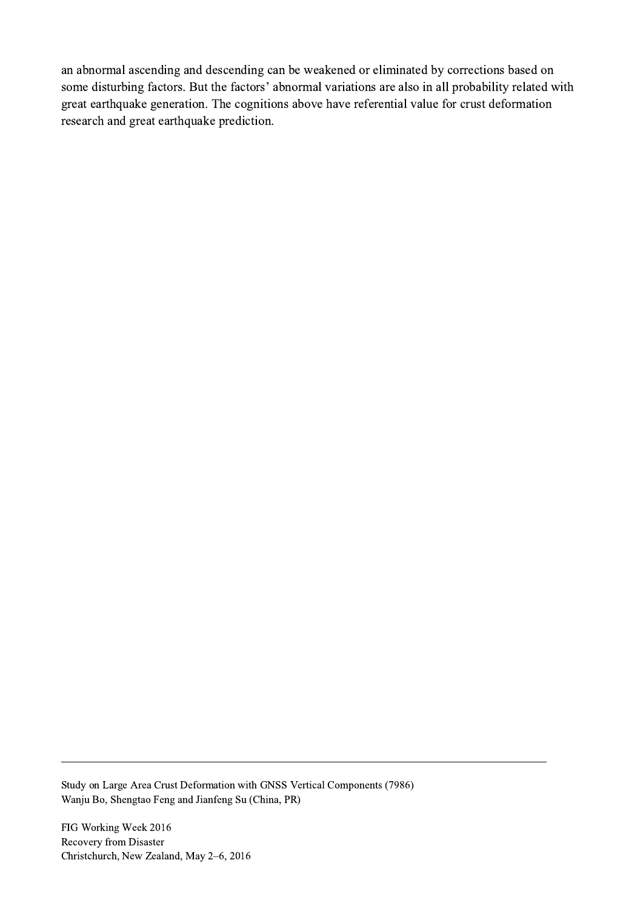an abnormal ascending and descending can be weakened or eliminated by corrections based on some disturbing factors. But the factors' abnormal variations are also in all probability related with great earthquake generation. The cognitions above have referential value for crust deformation research and great earthquake prediction.